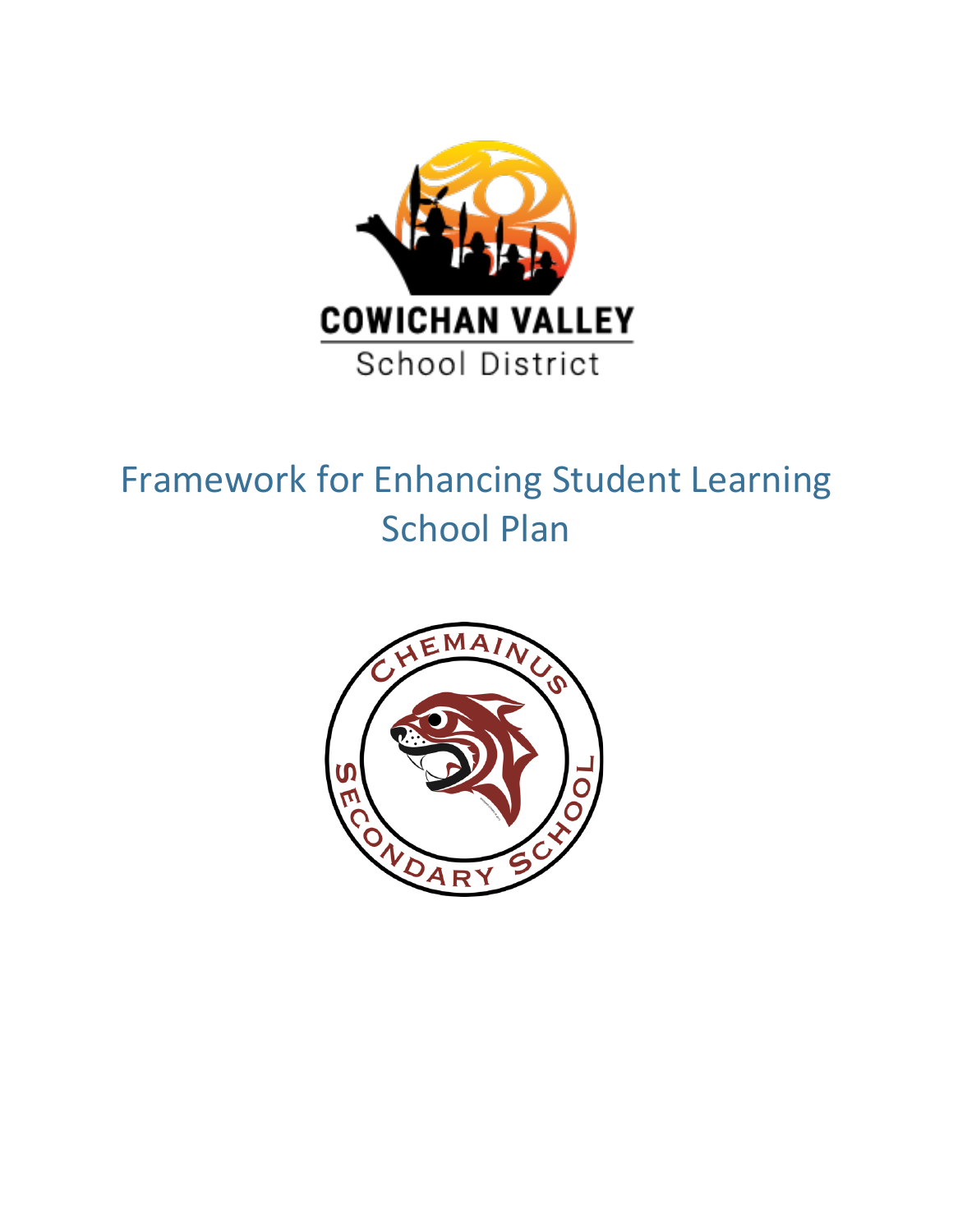COWICHAN VALLEY

School District

# Framework for Enhancing Student Learning School Plan

CHEMAINUS SECONDARY SCHOOL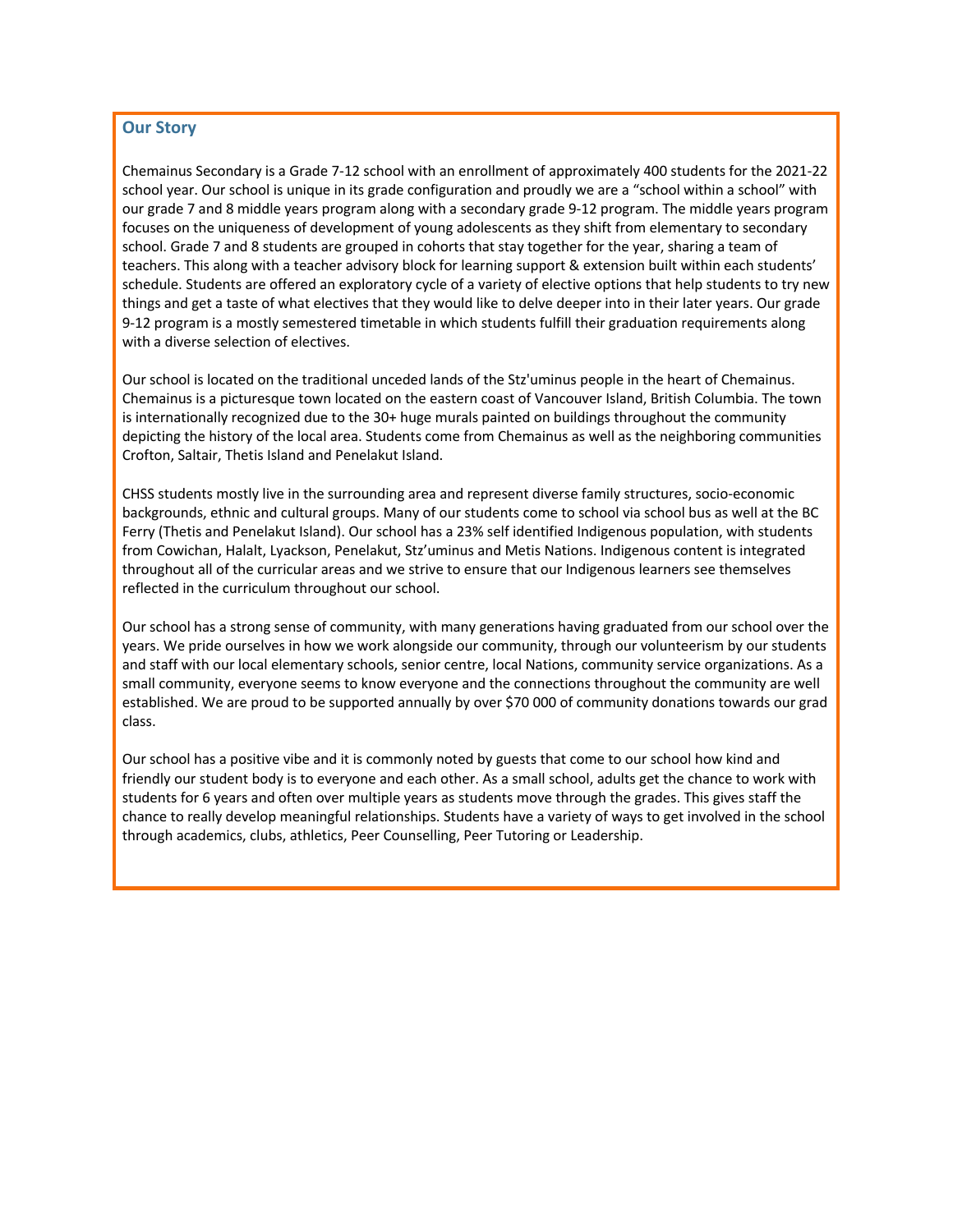## Our Story

Chemainus Secondary is a Grade 7-12 school with an enrollment of approximately 400 students for the 2021-22 school year. Our school is unique in its grade configuration and proudly we are a “school within a school” with our grade 7 and 8 middle years program along with a secondary grade 9-12 program. The middle years program focuses on the uniqueness of development of young adolescents as they shift from elementary to secondary school. Grade 7 and 8 students are grouped in cohorts that stay together for the year, sharing a team of teachers. This along with a teacher advisory block for learning support & extension built within each students’ schedule. Students are offered an exploratory cycle of a variety of elective options that help students to try new things and get a taste of what electives that they would like to delve deeper into in their later years. Our grade 9-12 program is a mostly semestered timetable in which students fulfill their graduation requirements along with a diverse selection of electives.

Our school is located on the traditional unceded lands of the Stz'uminus people in the heart of Chemainus. Chemainus is a picturesque town located on the eastern coast of Vancouver Island, British Columbia. The town is internationally recognized due to the 30+ huge murals painted on buildings throughout the community depicting the history of the local area. Students come from Chemainus as well as the neighboring communities Crofton, Saltair, Thetis Island and Penelakut Island.

CHSS students mostly live in the surrounding area and represent diverse family structures, socio-economic backgrounds, ethnic and cultural groups. Many of our students come to school via school bus as well at the BC Ferry (Thetis and Penelakut Island). Our school has a 23% self identified Indigenous population, with students from Cowichan, Halalt, Lyackson, Penelakut, Stz’uminus and Metis Nations. Indigenous content is integrated throughout all of the curricular areas and we strive to ensure that our Indigenous learners see themselves reflected in the curriculum throughout our school.

Our school has a strong sense of community, with many generations having graduated from our school over the years. We pride ourselves in how we work alongside our community, through our volunteerism by our students and staff with our local elementary schools, senior centre, local Nations, community service organizations. As a small community, everyone seems to know everyone and the connections throughout the community are well established. We are proud to be supported annually by over $70 000 of community donations towards our grad class.

Our school has a positive vibe and it is commonly noted by guests that come to our school how kind and friendly our student body is to everyone and each other. As a small school, adults get the chance to work with students for 6 years and often over multiple years as students move through the grades. This gives staff the chance to really develop meaningful relationships. Students have a variety of ways to get involved in the school through academics, clubs, athletics, Peer Counselling, Peer Tutoring or Leadership.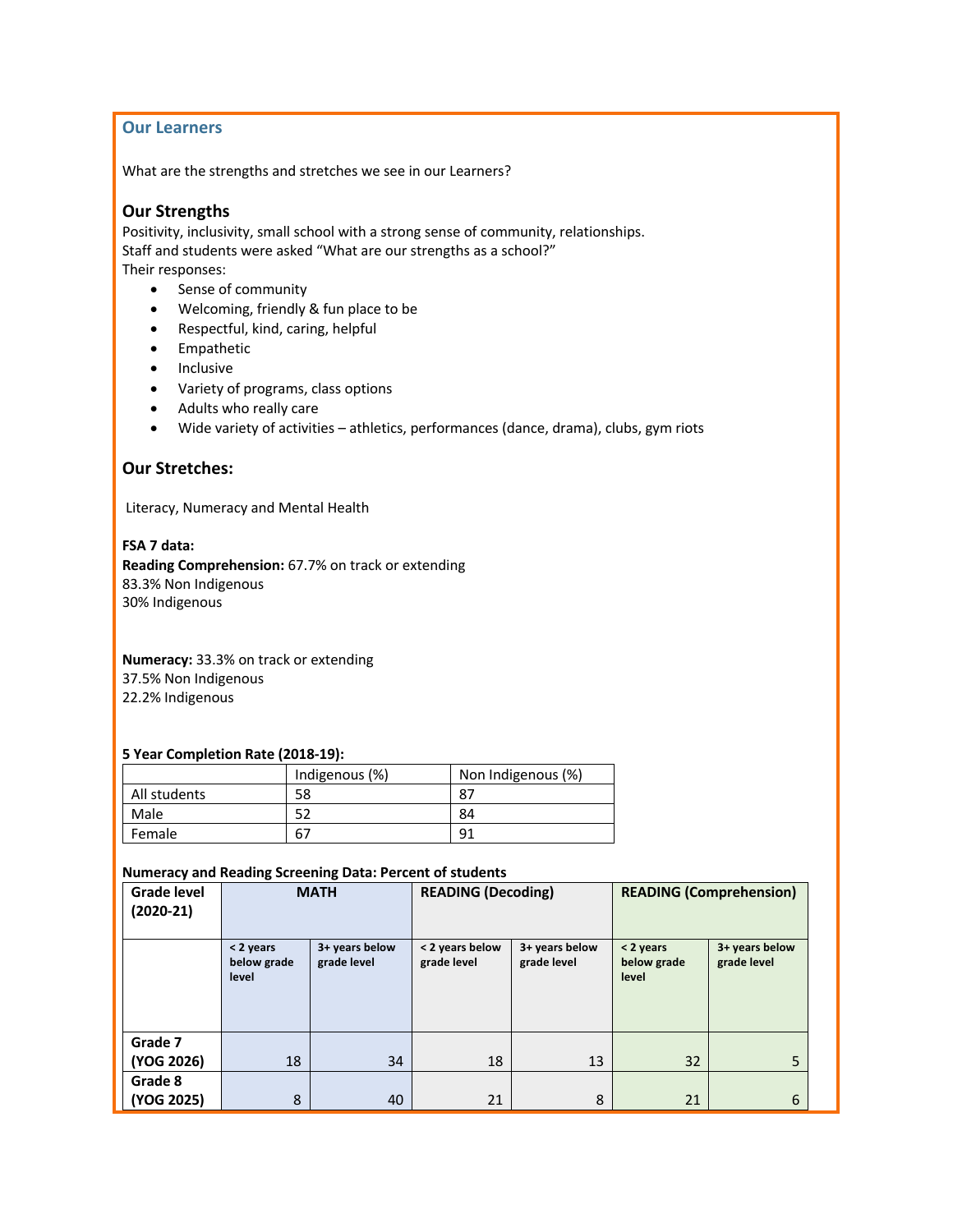## Our Learners

What are the strengths and stretches we see in our Learners?

### Our Strengths

Positivity, inclusivity, small school with a strong sense of community, relationships.
Staff and students were asked "What are our strengths as a school?"
Their responses:

- Sense of community
- Welcoming, friendly & fun place to be
- Respectful, kind, caring, helpful
- Empathetic
- Inclusive
- Variety of programs, class options
- Adults who really care
- Wide variety of activities – athletics, performances (dance, drama), clubs, gym riots

### Our Stretches:

Literacy, Numeracy and Mental Health

**FSA 7 data:**
**Reading Comprehension:** 67.7% on track or extending
83.3% Non Indigenous
30% Indigenous

**Numeracy:** 33.3% on track or extending
37.5% Non Indigenous
22.2% Indigenous

**5 Year Completion Rate (2018-19):**

| | Indigenous (%) | Non Indigenous (%) |
|---|---|---|
| All students | 58 | 87 |
| Male | 52 | 84 |
| Female | 67 | 91 |

**Numeracy and Reading Screening Data: Percent of students**

| Grade level (2020-21) | MATH | | READING (Decoding) | | READING (Comprehension) | |
|---|---|---|---|---|---|---|
| | < 2 years below grade level | 3+ years below grade level | < 2 years below grade level | 3+ years below grade level | < 2 years below grade level | 3+ years below grade level |
| Grade 7 (YOG 2026) | 18 | 34 | 18 | 13 | 32 | 5 |
| Grade 8 (YOG 2025) | 8 | 40 | 21 | 8 | 21 | 6 |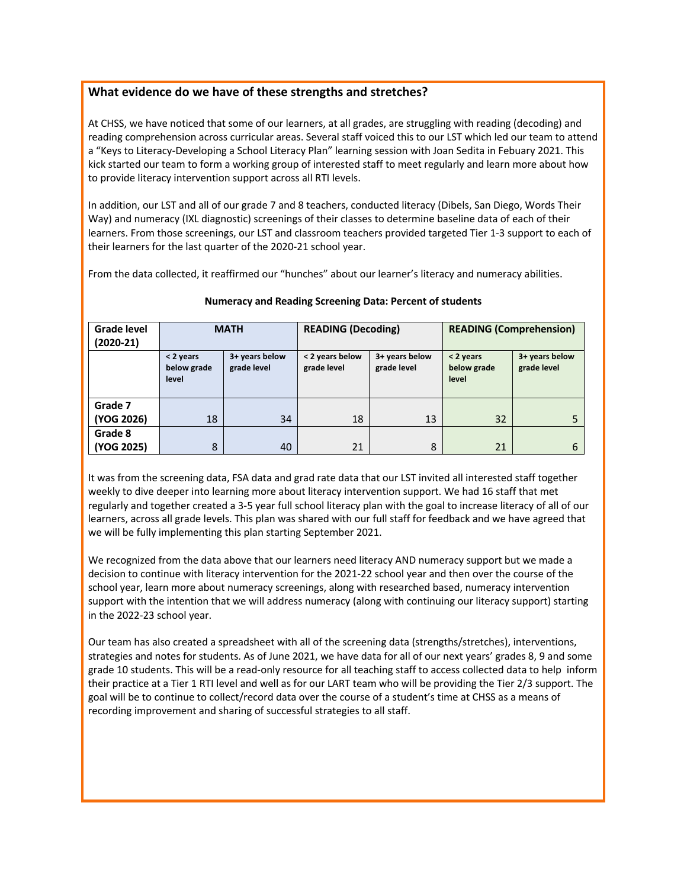## What evidence do we have of these strengths and stretches?

At CHSS, we have noticed that some of our learners, at all grades, are struggling with reading (decoding) and reading comprehension across curricular areas. Several staff voiced this to our LST which led our team to attend a "Keys to Literacy-Developing a School Literacy Plan" learning session with Joan Sedita in Febuary 2021. This kick started our team to form a working group of interested staff to meet regularly and learn more about how to provide literacy intervention support across all RTI levels.

In addition, our LST and all of our grade 7 and 8 teachers, conducted literacy (Dibels, San Diego, Words Their Way) and numeracy (IXL diagnostic) screenings of their classes to determine baseline data of each of their learners. From those screenings, our LST and classroom teachers provided targeted Tier 1-3 support to each of their learners for the last quarter of the 2020-21 school year.

From the data collected, it reaffirmed our "hunches" about our learner's literacy and numeracy abilities.

**Numeracy and Reading Screening Data: Percent of students**

| Grade level (2020-21) | MATH | | READING (Decoding) | | READING (Comprehension) | |
|---|---|---|---|---|---|---|
| | < 2 years below grade level | 3+ years below grade level | < 2 years below grade level | 3+ years below grade level | < 2 years below grade level | 3+ years below grade level |
| Grade 7 (YOG 2026) | 18 | 34 | 18 | 13 | 32 | 5 |
| Grade 8 (YOG 2025) | 8 | 40 | 21 | 8 | 21 | 6 |

It was from the screening data, FSA data and grad rate data that our LST invited all interested staff together weekly to dive deeper into learning more about literacy intervention support. We had 16 staff that met regularly and together created a 3-5 year full school literacy plan with the goal to increase literacy of all of our learners, across all grade levels. This plan was shared with our full staff for feedback and we have agreed that we will be fully implementing this plan starting September 2021.

We recognized from the data above that our learners need literacy AND numeracy support but we made a decision to continue with literacy intervention for the 2021-22 school year and then over the course of the school year, learn more about numeracy screenings, along with researched based, numeracy intervention support with the intention that we will address numeracy (along with continuing our literacy support) starting in the 2022-23 school year.

Our team has also created a spreadsheet with all of the screening data (strengths/stretches), interventions, strategies and notes for students. As of June 2021, we have data for all of our next years' grades 8, 9 and some grade 10 students. This will be a read-only resource for all teaching staff to access collected data to help inform their practice at a Tier 1 RTI level and well as for our LART team who will be providing the Tier 2/3 support. The goal will be to continue to collect/record data over the course of a student's time at CHSS as a means of recording improvement and sharing of successful strategies to all staff.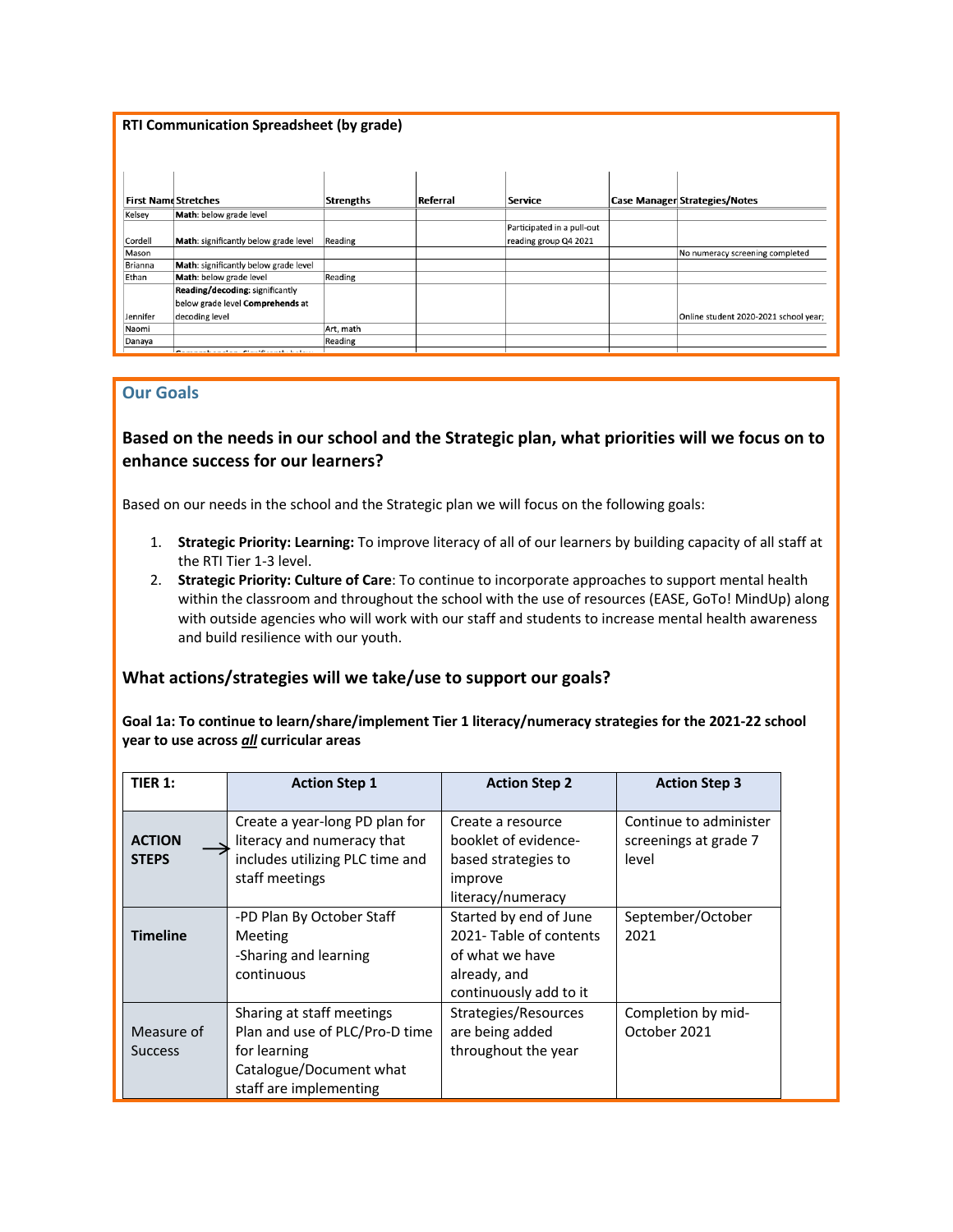**RTI Communication Spreadsheet (by grade)**

| First Name | Stretches | Strengths | Referral | Service | Case Manager | Strategies/Notes |
|---|---|---|---|---|---|---|
| Kelsey | **Math**: below grade level | | | | | |
| Cordell | **Math**: significantly below grade level | Reading | | Participated in a pull-out reading group Q4 2021 | | |
| Mason | | | | | | No numeracy screening completed |
| Brianna | **Math**: significantly below grade level | | | | | |
| Ethan | **Math**: below grade level | Reading | | | | |
| Jennifer | **Reading/decoding**: significantly below grade level **Comprehends** at decoding level | | | | | Online student 2020-2021 school year; |
| Naomi | | Art, math | | | | |
| Danaya | | Reading | | | | |

## Our Goals

### Based on the needs in our school and the Strategic plan, what priorities will we focus on to enhance success for our learners?

Based on our needs in the school and the Strategic plan we will focus on the following goals:

1. **Strategic Priority: Learning:** To improve literacy of all of our learners by building capacity of all staff at the RTI Tier 1-3 level.
2. **Strategic Priority: Culture of Care**: To continue to incorporate approaches to support mental health within the classroom and throughout the school with the use of resources (EASE, GoTo! MindUp) along with outside agencies who will work with our staff and students to increase mental health awareness and build resilience with our youth.

### What actions/strategies will we take/use to support our goals?

**Goal 1a: To continue to learn/share/implement Tier 1 literacy/numeracy strategies for the 2021-22 school year to use across *all* curricular areas**

| TIER 1: | Action Step 1 | Action Step 2 | Action Step 3 |
|---|---|---|---|
| **ACTION STEPS** → | Create a year-long PD plan for literacy and numeracy that includes utilizing PLC time and staff meetings | Create a resource booklet of evidence-based strategies to improve literacy/numeracy | Continue to administer screenings at grade 7 level |
| **Timeline** | -PD Plan By October Staff Meeting<br>-Sharing and learning continuous | Started by end of June 2021- Table of contents of what we have already, and continuously add to it | September/October 2021 |
| Measure of Success | Sharing at staff meetings<br>Plan and use of PLC/Pro-D time for learning<br>Catalogue/Document what staff are implementing | Strategies/Resources are being added throughout the year | Completion by mid-October 2021 |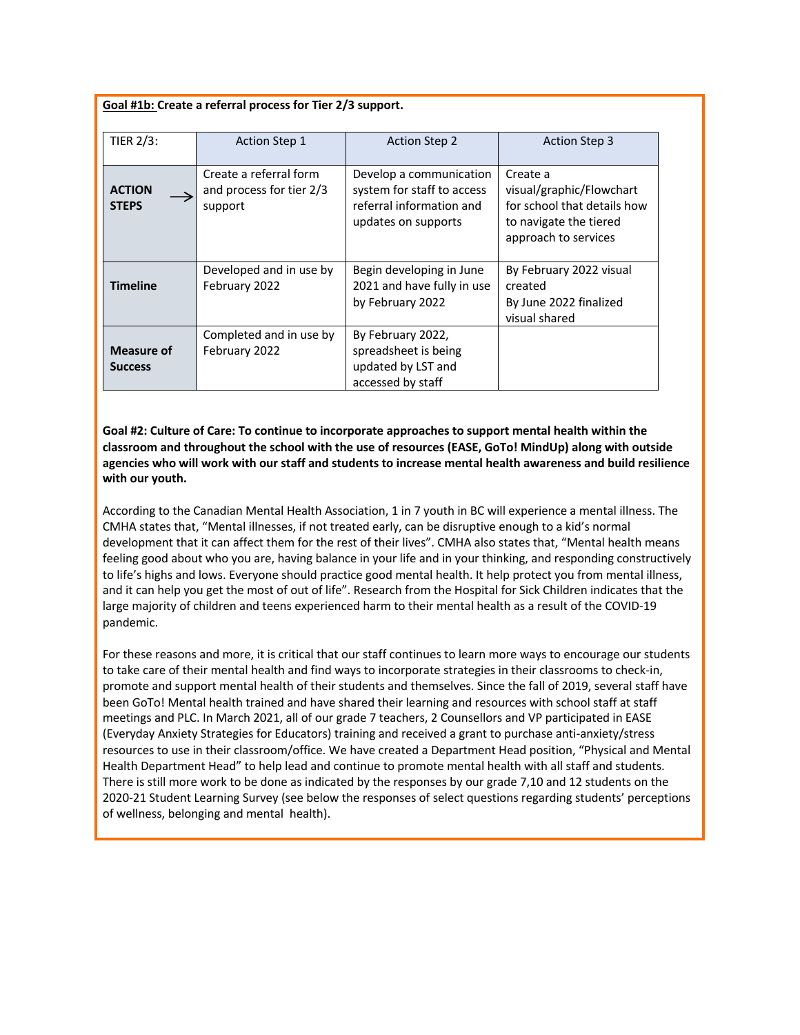**Goal #1b: Create a referral process for Tier 2/3 support.**

| TIER 2/3: | Action Step 1 | Action Step 2 | Action Step 3 |
|---|---|---|---|
| **ACTION STEPS** → | Create a referral form and process for tier 2/3 support | Develop a communication system for staff to access referral information and updates on supports | Create a visual/graphic/Flowchart for school that details how to navigate the tiered approach to services |
| **Timeline** | Developed and in use by February 2022 | Begin developing in June 2021 and have fully in use by February 2022 | By February 2022 visual created<br>By June 2022 finalized visual shared |
| **Measure of Success** | Completed and in use by February 2022 | By February 2022, spreadsheet is being updated by LST and accessed by staff | |

**Goal #2: Culture of Care: To continue to incorporate approaches to support mental health within the classroom and throughout the school with the use of resources (EASE, GoTo! MindUp) along with outside agencies who will work with our staff and students to increase mental health awareness and build resilience with our youth.**

According to the Canadian Mental Health Association, 1 in 7 youth in BC will experience a mental illness. The CMHA states that, "Mental illnesses, if not treated early, can be disruptive enough to a kid's normal development that it can affect them for the rest of their lives". CMHA also states that, "Mental health means feeling good about who you are, having balance in your life and in your thinking, and responding constructively to life's highs and lows. Everyone should practice good mental health. It help protect you from mental illness, and it can help you get the most of out of life". Research from the Hospital for Sick Children indicates that the large majority of children and teens experienced harm to their mental health as a result of the COVID-19 pandemic.

For these reasons and more, it is critical that our staff continues to learn more ways to encourage our students to take care of their mental health and find ways to incorporate strategies in their classrooms to check-in, promote and support mental health of their students and themselves. Since the fall of 2019, several staff have been GoTo! Mental health trained and have shared their learning and resources with school staff at staff meetings and PLC. In March 2021, all of our grade 7 teachers, 2 Counsellors and VP participated in EASE (Everyday Anxiety Strategies for Educators) training and received a grant to purchase anti-anxiety/stress resources to use in their classroom/office. We have created a Department Head position, "Physical and Mental Health Department Head" to help lead and continue to promote mental health with all staff and students. There is still more work to be done as indicated by the responses by our grade 7,10 and 12 students on the 2020-21 Student Learning Survey (see below the responses of select questions regarding students' perceptions of wellness, belonging and mental health).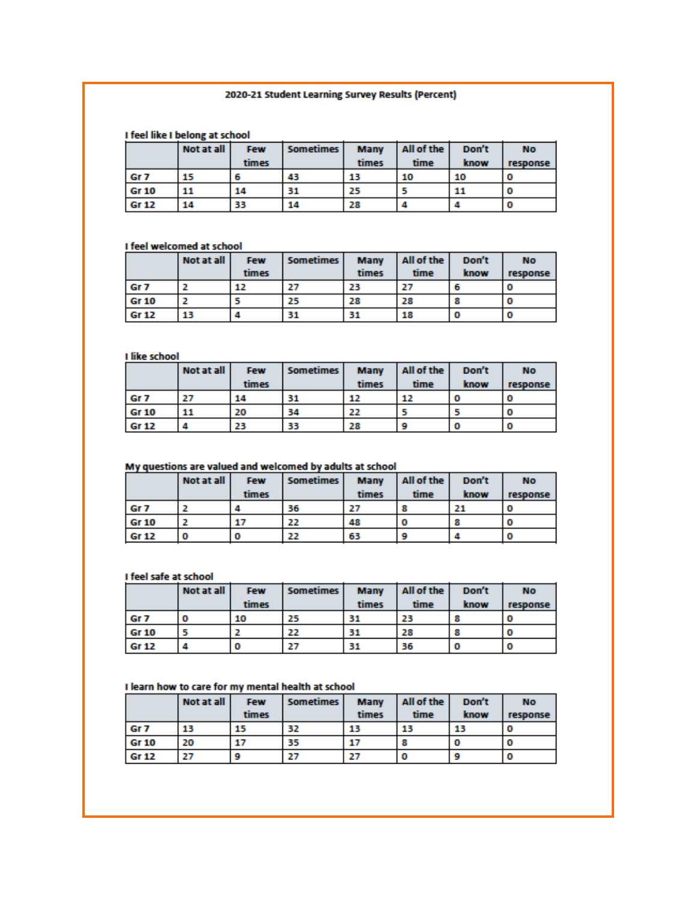# 2020-21 Student Learning Survey Results (Percent)

**I feel like I belong at school**

| | Not at all | Few times | Sometimes | Many times | All of the time | Don't know | No response |
|---|---|---|---|---|---|---|---|
| Gr 7 | 15 | 6 | 43 | 13 | 10 | 10 | 0 |
| Gr 10 | 11 | 14 | 31 | 25 | 5 | 11 | 0 |
| Gr 12 | 14 | 33 | 14 | 28 | 4 | 4 | 0 |

**I feel welcomed at school**

| | Not at all | Few times | Sometimes | Many times | All of the time | Don't know | No response |
|---|---|---|---|---|---|---|---|
| Gr 7 | 2 | 12 | 27 | 23 | 27 | 6 | 0 |
| Gr 10 | 2 | 5 | 25 | 28 | 28 | 8 | 0 |
| Gr 12 | 13 | 4 | 31 | 31 | 18 | 0 | 0 |

**I like school**

| | Not at all | Few times | Sometimes | Many times | All of the time | Don't know | No response |
|---|---|---|---|---|---|---|---|
| Gr 7 | 27 | 14 | 31 | 12 | 12 | 0 | 0 |
| Gr 10 | 11 | 20 | 34 | 22 | 5 | 5 | 0 |
| Gr 12 | 4 | 23 | 33 | 28 | 9 | 0 | 0 |

**My questions are valued and welcomed by adults at school**

| | Not at all | Few times | Sometimes | Many times | All of the time | Don't know | No response |
|---|---|---|---|---|---|---|---|
| Gr 7 | 2 | 4 | 36 | 27 | 8 | 21 | 0 |
| Gr 10 | 2 | 17 | 22 | 48 | 0 | 8 | 0 |
| Gr 12 | 0 | 0 | 22 | 63 | 9 | 4 | 0 |

**I feel safe at school**

| | Not at all | Few times | Sometimes | Many times | All of the time | Don't know | No response |
|---|---|---|---|---|---|---|---|
| Gr 7 | 0 | 10 | 25 | 31 | 23 | 8 | 0 |
| Gr 10 | 5 | 2 | 22 | 31 | 28 | 8 | 0 |
| Gr 12 | 4 | 0 | 27 | 31 | 36 | 0 | 0 |

**I learn how to care for my mental health at school**

| | Not at all | Few times | Sometimes | Many times | All of the time | Don't know | No response |
|---|---|---|---|---|---|---|---|
| Gr 7 | 13 | 15 | 32 | 13 | 13 | 13 | 0 |
| Gr 10 | 20 | 17 | 35 | 17 | 8 | 0 | 0 |
| Gr 12 | 27 | 9 | 27 | 27 | 0 | 9 | 0 |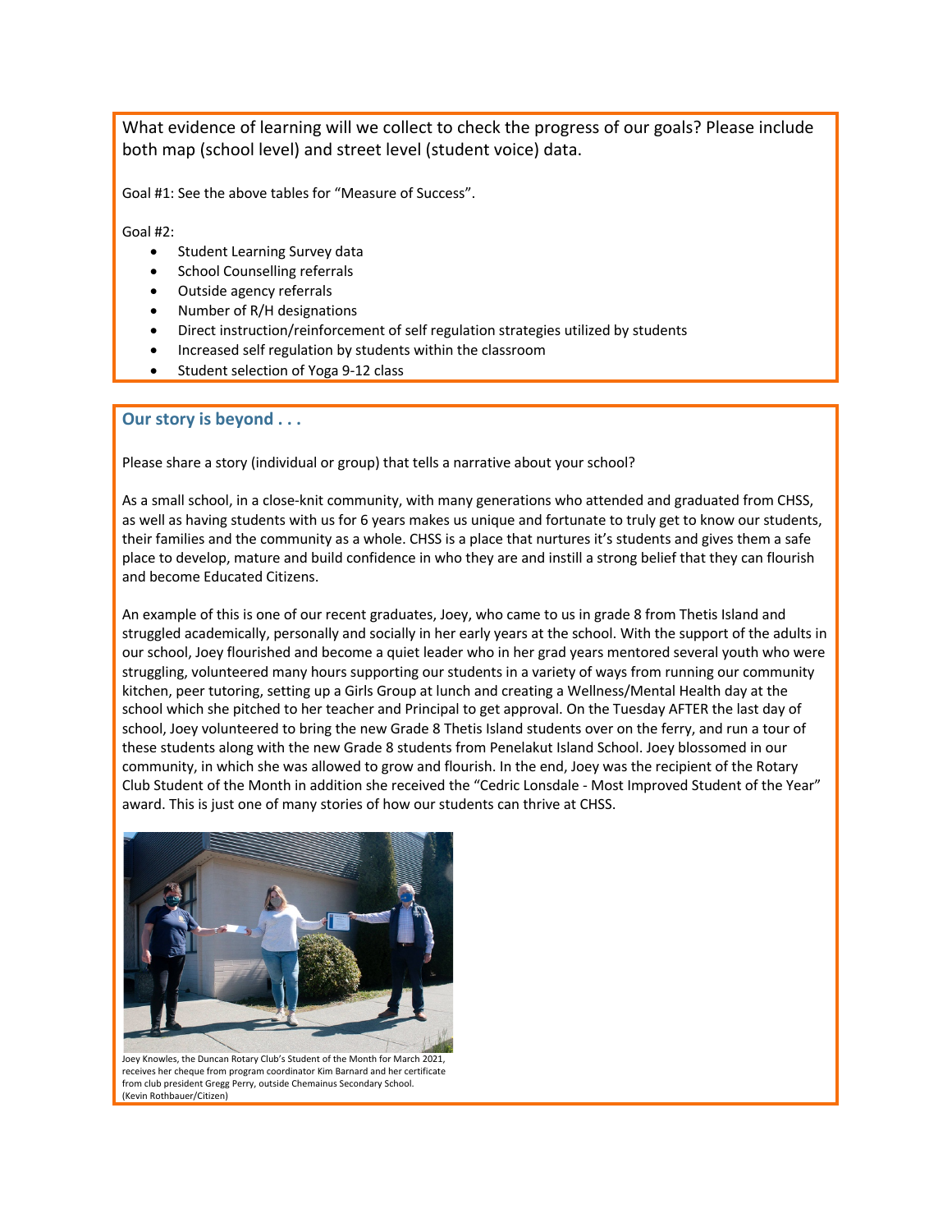What evidence of learning will we collect to check the progress of our goals? Please include both map (school level) and street level (student voice) data.

Goal #1: See the above tables for "Measure of Success".

Goal #2:

- Student Learning Survey data
- School Counselling referrals
- Outside agency referrals
- Number of R/H designations
- Direct instruction/reinforcement of self regulation strategies utilized by students
- Increased self regulation by students within the classroom
- Student selection of Yoga 9-12 class

## Our story is beyond . . .

Please share a story (individual or group) that tells a narrative about your school?

As a small school, in a close-knit community, with many generations who attended and graduated from CHSS, as well as having students with us for 6 years makes us unique and fortunate to truly get to know our students, their families and the community as a whole. CHSS is a place that nurtures it's students and gives them a safe place to develop, mature and build confidence in who they are and instill a strong belief that they can flourish and become Educated Citizens.

An example of this is one of our recent graduates, Joey, who came to us in grade 8 from Thetis Island and struggled academically, personally and socially in her early years at the school. With the support of the adults in our school, Joey flourished and become a quiet leader who in her grad years mentored several youth who were struggling, volunteered many hours supporting our students in a variety of ways from running our community kitchen, peer tutoring, setting up a Girls Group at lunch and creating a Wellness/Mental Health day at the school which she pitched to her teacher and Principal to get approval. On the Tuesday AFTER the last day of school, Joey volunteered to bring the new Grade 8 Thetis Island students over on the ferry, and run a tour of these students along with the new Grade 8 students from Penelakut Island School. Joey blossomed in our community, in which she was allowed to grow and flourish. In the end, Joey was the recipient of the Rotary Club Student of the Month in addition she received the "Cedric Lonsdale - Most Improved Student of the Year" award. This is just one of many stories of how our students can thrive at CHSS.

Joey Knowles, the Duncan Rotary Club's Student of the Month for March 2021, receives her cheque from program coordinator Kim Barnard and her certificate from club president Gregg Perry, outside Chemainus Secondary School. (Kevin Rothbauer/Citizen)